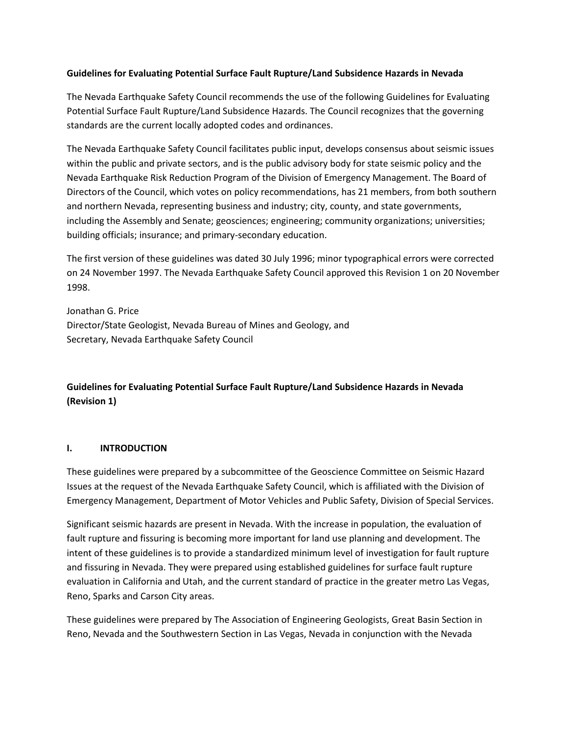**Guidelines for Evaluating Potential Surface Fault Rupture/Land Subsidence Hazards in Nevada**

The Nevada Earthquake Safety Council recommends the use of the following Guidelines for Evaluating Potential Surface Fault Rupture/Land Subsidence Hazards. The Council recognizes that the governing standards are the current locally adopted codes and ordinances.

The Nevada Earthquake Safety Council facilitates public input, develops consensus about seismic issues within the public and private sectors, and is the public advisory body for state seismic policy and the Nevada Earthquake Risk Reduction Program of the Division of Emergency Management. The Board of Directors of the Council, which votes on policy recommendations, has 21 members, from both southern and northern Nevada, representing business and industry; city, county, and state governments, including the Assembly and Senate; geosciences; engineering; community organizations; universities; building officials; insurance; and primary-secondary education.

The first version of these guidelines was dated 30 July 1996; minor typographical errors were corrected on 24 November 1997. The Nevada Earthquake Safety Council approved this Revision 1 on 20 November 1998.

Jonathan G. Price
Director/State Geologist, Nevada Bureau of Mines and Geology, and
Secretary, Nevada Earthquake Safety Council

# Guidelines for Evaluating Potential Surface Fault Rupture/Land Subsidence Hazards in Nevada (Revision 1)

## I. INTRODUCTION

These guidelines were prepared by a subcommittee of the Geoscience Committee on Seismic Hazard Issues at the request of the Nevada Earthquake Safety Council, which is affiliated with the Division of Emergency Management, Department of Motor Vehicles and Public Safety, Division of Special Services.

Significant seismic hazards are present in Nevada. With the increase in population, the evaluation of fault rupture and fissuring is becoming more important for land use planning and development. The intent of these guidelines is to provide a standardized minimum level of investigation for fault rupture and fissuring in Nevada. They were prepared using established guidelines for surface fault rupture evaluation in California and Utah, and the current standard of practice in the greater metro Las Vegas, Reno, Sparks and Carson City areas.

These guidelines were prepared by The Association of Engineering Geologists, Great Basin Section in Reno, Nevada and the Southwestern Section in Las Vegas, Nevada in conjunction with the Nevada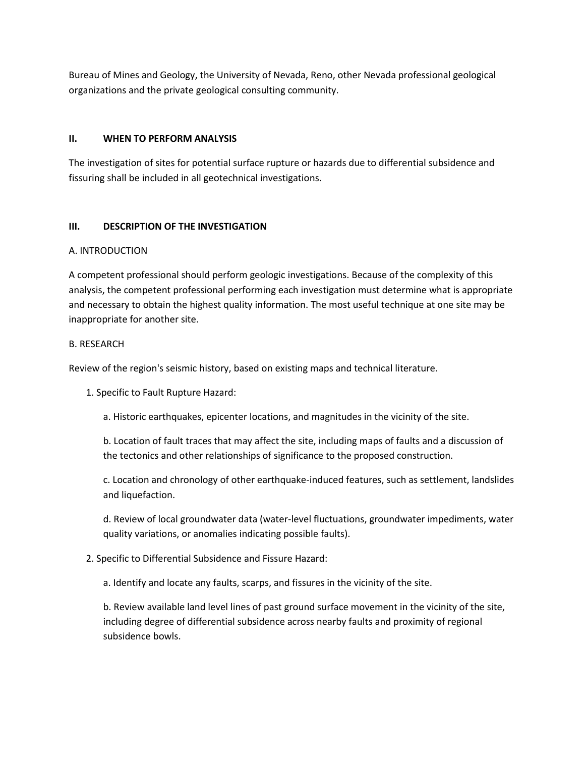Bureau of Mines and Geology, the University of Nevada, Reno, other Nevada professional geological organizations and the private geological consulting community.

## II. WHEN TO PERFORM ANALYSIS

The investigation of sites for potential surface rupture or hazards due to differential subsidence and fissuring shall be included in all geotechnical investigations.

## III. DESCRIPTION OF THE INVESTIGATION

### A. INTRODUCTION

A competent professional should perform geologic investigations. Because of the complexity of this analysis, the competent professional performing each investigation must determine what is appropriate and necessary to obtain the highest quality information. The most useful technique at one site may be inappropriate for another site.

### B. RESEARCH

Review of the region's seismic history, based on existing maps and technical literature.

1. Specific to Fault Rupture Hazard:

   a. Historic earthquakes, epicenter locations, and magnitudes in the vicinity of the site.

   b. Location of fault traces that may affect the site, including maps of faults and a discussion of the tectonics and other relationships of significance to the proposed construction.

   c. Location and chronology of other earthquake-induced features, such as settlement, landslides and liquefaction.

   d. Review of local groundwater data (water-level fluctuations, groundwater impediments, water quality variations, or anomalies indicating possible faults).

2. Specific to Differential Subsidence and Fissure Hazard:

   a. Identify and locate any faults, scarps, and fissures in the vicinity of the site.

   b. Review available land level lines of past ground surface movement in the vicinity of the site, including degree of differential subsidence across nearby faults and proximity of regional subsidence bowls.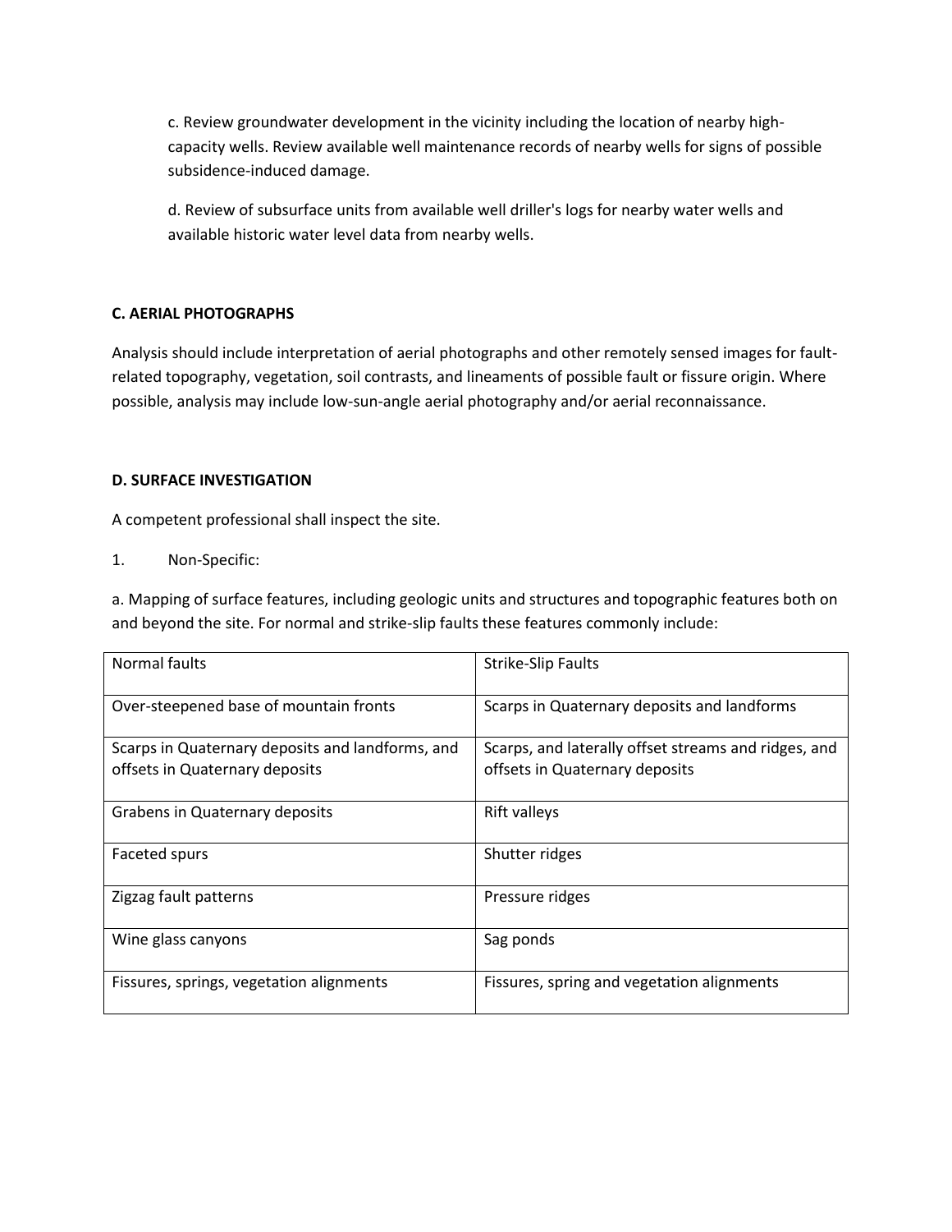c. Review groundwater development in the vicinity including the location of nearby high-capacity wells. Review available well maintenance records of nearby wells for signs of possible subsidence-induced damage.

d. Review of subsurface units from available well driller's logs for nearby water wells and available historic water level data from nearby wells.

**C. AERIAL PHOTOGRAPHS**

Analysis should include interpretation of aerial photographs and other remotely sensed images for fault-related topography, vegetation, soil contrasts, and lineaments of possible fault or fissure origin. Where possible, analysis may include low-sun-angle aerial photography and/or aerial reconnaissance.

**D. SURFACE INVESTIGATION**

A competent professional shall inspect the site.

1. Non-Specific:

a. Mapping of surface features, including geologic units and structures and topographic features both on and beyond the site. For normal and strike-slip faults these features commonly include:

| Normal faults | Strike-Slip Faults |
|---|---|
| Over-steepened base of mountain fronts | Scarps in Quaternary deposits and landforms |
| Scarps in Quaternary deposits and landforms, and offsets in Quaternary deposits | Scarps, and laterally offset streams and ridges, and offsets in Quaternary deposits |
| Grabens in Quaternary deposits | Rift valleys |
| Faceted spurs | Shutter ridges |
| Zigzag fault patterns | Pressure ridges |
| Wine glass canyons | Sag ponds |
| Fissures, springs, vegetation alignments | Fissures, spring and vegetation alignments |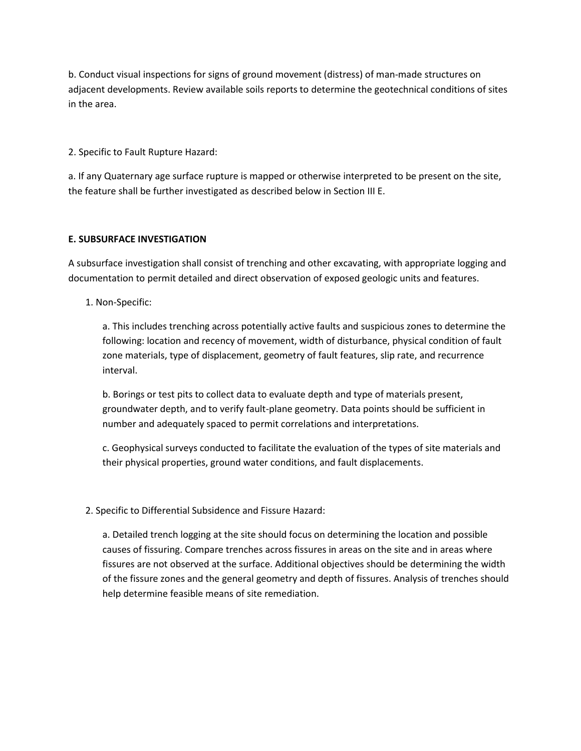b. Conduct visual inspections for signs of ground movement (distress) of man-made structures on adjacent developments. Review available soils reports to determine the geotechnical conditions of sites in the area.

2. Specific to Fault Rupture Hazard:

a. If any Quaternary age surface rupture is mapped or otherwise interpreted to be present on the site, the feature shall be further investigated as described below in Section III E.

**E. SUBSURFACE INVESTIGATION**

A subsurface investigation shall consist of trenching and other excavating, with appropriate logging and documentation to permit detailed and direct observation of exposed geologic units and features.

1. Non-Specific:

   a. This includes trenching across potentially active faults and suspicious zones to determine the following: location and recency of movement, width of disturbance, physical condition of fault zone materials, type of displacement, geometry of fault features, slip rate, and recurrence interval.

   b. Borings or test pits to collect data to evaluate depth and type of materials present, groundwater depth, and to verify fault-plane geometry. Data points should be sufficient in number and adequately spaced to permit correlations and interpretations.

   c. Geophysical surveys conducted to facilitate the evaluation of the types of site materials and their physical properties, ground water conditions, and fault displacements.

2. Specific to Differential Subsidence and Fissure Hazard:

   a. Detailed trench logging at the site should focus on determining the location and possible causes of fissuring. Compare trenches across fissures in areas on the site and in areas where fissures are not observed at the surface. Additional objectives should be determining the width of the fissure zones and the general geometry and depth of fissures. Analysis of trenches should help determine feasible means of site remediation.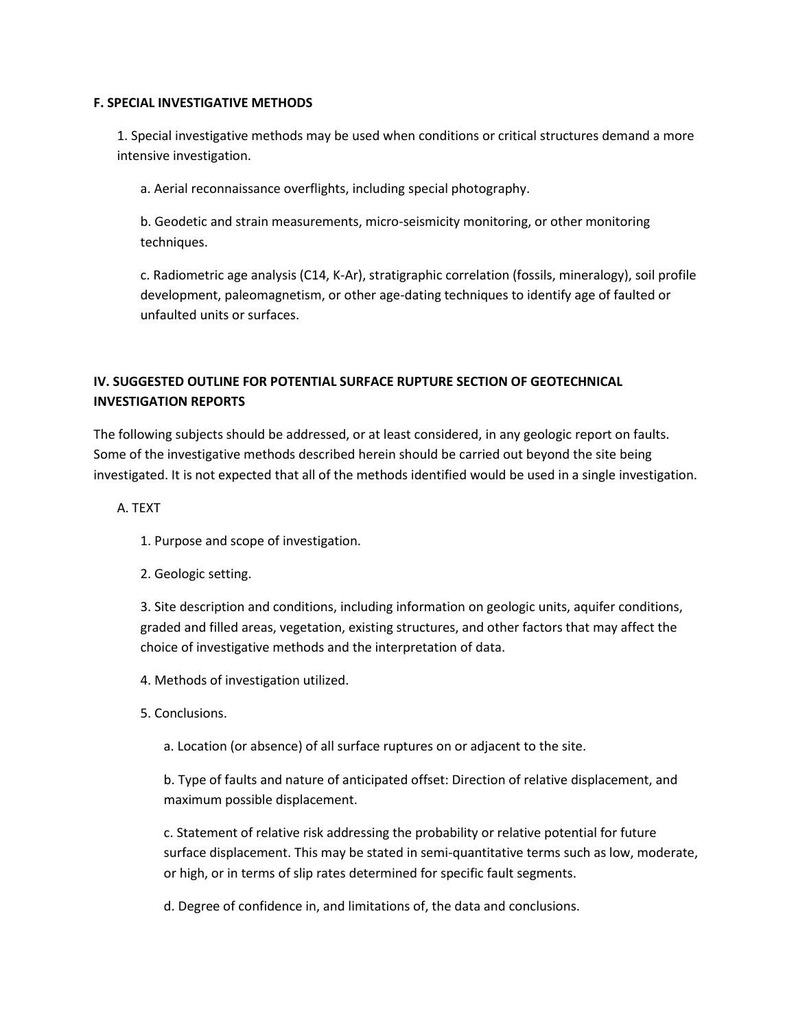**F. SPECIAL INVESTIGATIVE METHODS**

1. Special investigative methods may be used when conditions or critical structures demand a more intensive investigation.

   a. Aerial reconnaissance overflights, including special photography.

   b. Geodetic and strain measurements, micro-seismicity monitoring, or other monitoring techniques.

   c. Radiometric age analysis (C14, K-Ar), stratigraphic correlation (fossils, mineralogy), soil profile development, paleomagnetism, or other age-dating techniques to identify age of faulted or unfaulted units or surfaces.

## IV. SUGGESTED OUTLINE FOR POTENTIAL SURFACE RUPTURE SECTION OF GEOTECHNICAL INVESTIGATION REPORTS

The following subjects should be addressed, or at least considered, in any geologic report on faults. Some of the investigative methods described herein should be carried out beyond the site being investigated. It is not expected that all of the methods identified would be used in a single investigation.

A. TEXT

1. Purpose and scope of investigation.

2. Geologic setting.

3. Site description and conditions, including information on geologic units, aquifer conditions, graded and filled areas, vegetation, existing structures, and other factors that may affect the choice of investigative methods and the interpretation of data.

4. Methods of investigation utilized.

5. Conclusions.

   a. Location (or absence) of all surface ruptures on or adjacent to the site.

   b. Type of faults and nature of anticipated offset: Direction of relative displacement, and maximum possible displacement.

   c. Statement of relative risk addressing the probability or relative potential for future surface displacement. This may be stated in semi-quantitative terms such as low, moderate, or high, or in terms of slip rates determined for specific fault segments.

   d. Degree of confidence in, and limitations of, the data and conclusions.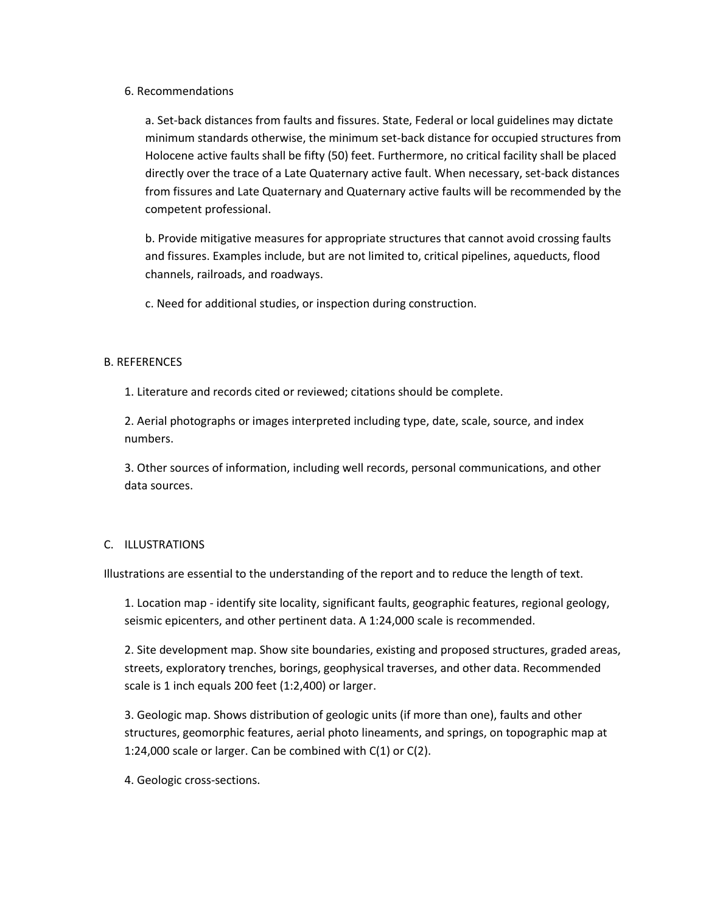6. Recommendations

a. Set-back distances from faults and fissures. State, Federal or local guidelines may dictate minimum standards otherwise, the minimum set-back distance for occupied structures from Holocene active faults shall be fifty (50) feet. Furthermore, no critical facility shall be placed directly over the trace of a Late Quaternary active fault. When necessary, set-back distances from fissures and Late Quaternary and Quaternary active faults will be recommended by the competent professional.

b. Provide mitigative measures for appropriate structures that cannot avoid crossing faults and fissures. Examples include, but are not limited to, critical pipelines, aqueducts, flood channels, railroads, and roadways.

c. Need for additional studies, or inspection during construction.

## B. REFERENCES

1. Literature and records cited or reviewed; citations should be complete.

2. Aerial photographs or images interpreted including type, date, scale, source, and index numbers.

3. Other sources of information, including well records, personal communications, and other data sources.

## C. ILLUSTRATIONS

Illustrations are essential to the understanding of the report and to reduce the length of text.

1. Location map - identify site locality, significant faults, geographic features, regional geology, seismic epicenters, and other pertinent data. A 1:24,000 scale is recommended.

2. Site development map. Show site boundaries, existing and proposed structures, graded areas, streets, exploratory trenches, borings, geophysical traverses, and other data. Recommended scale is 1 inch equals 200 feet (1:2,400) or larger.

3. Geologic map. Shows distribution of geologic units (if more than one), faults and other structures, geomorphic features, aerial photo lineaments, and springs, on topographic map at 1:24,000 scale or larger. Can be combined with C(1) or C(2).

4. Geologic cross-sections.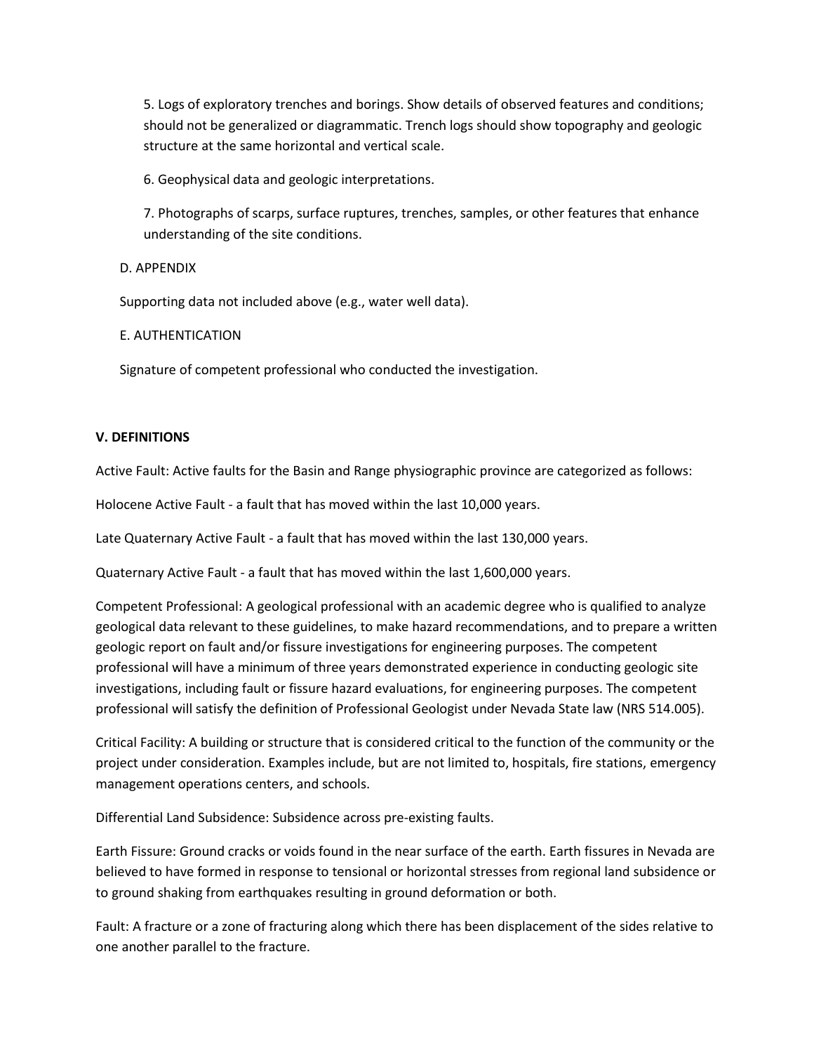5. Logs of exploratory trenches and borings. Show details of observed features and conditions; should not be generalized or diagrammatic. Trench logs should show topography and geologic structure at the same horizontal and vertical scale.

6. Geophysical data and geologic interpretations.

7. Photographs of scarps, surface ruptures, trenches, samples, or other features that enhance understanding of the site conditions.

D. APPENDIX

Supporting data not included above (e.g., water well data).

E. AUTHENTICATION

Signature of competent professional who conducted the investigation.

## V. DEFINITIONS

Active Fault: Active faults for the Basin and Range physiographic province are categorized as follows:

Holocene Active Fault - a fault that has moved within the last 10,000 years.

Late Quaternary Active Fault - a fault that has moved within the last 130,000 years.

Quaternary Active Fault - a fault that has moved within the last 1,600,000 years.

Competent Professional: A geological professional with an academic degree who is qualified to analyze geological data relevant to these guidelines, to make hazard recommendations, and to prepare a written geologic report on fault and/or fissure investigations for engineering purposes. The competent professional will have a minimum of three years demonstrated experience in conducting geologic site investigations, including fault or fissure hazard evaluations, for engineering purposes. The competent professional will satisfy the definition of Professional Geologist under Nevada State law (NRS 514.005).

Critical Facility: A building or structure that is considered critical to the function of the community or the project under consideration. Examples include, but are not limited to, hospitals, fire stations, emergency management operations centers, and schools.

Differential Land Subsidence: Subsidence across pre-existing faults.

Earth Fissure: Ground cracks or voids found in the near surface of the earth. Earth fissures in Nevada are believed to have formed in response to tensional or horizontal stresses from regional land subsidence or to ground shaking from earthquakes resulting in ground deformation or both.

Fault: A fracture or a zone of fracturing along which there has been displacement of the sides relative to one another parallel to the fracture.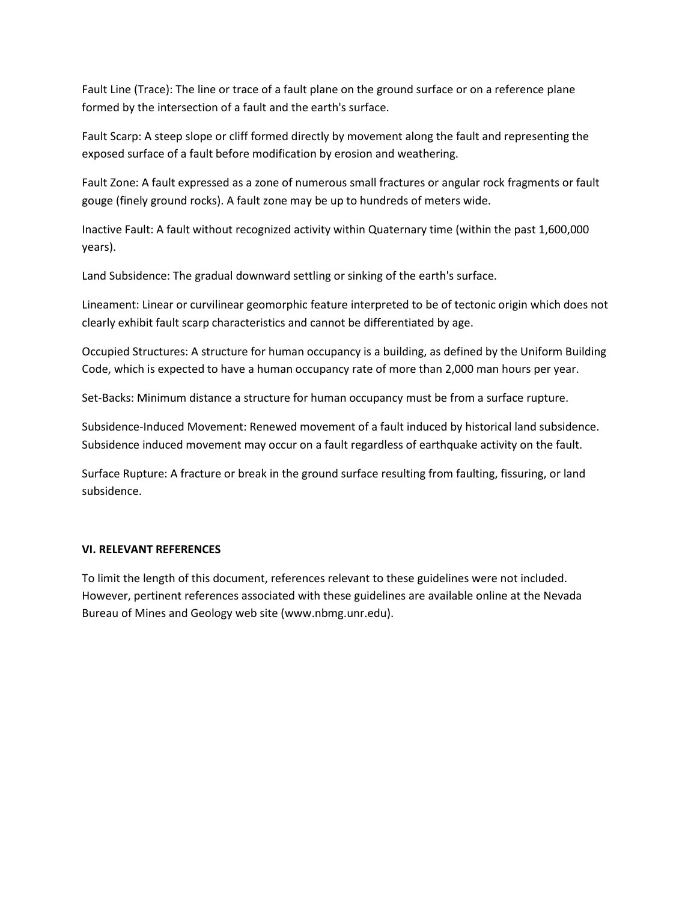Fault Line (Trace): The line or trace of a fault plane on the ground surface or on a reference plane formed by the intersection of a fault and the earth's surface.

Fault Scarp: A steep slope or cliff formed directly by movement along the fault and representing the exposed surface of a fault before modification by erosion and weathering.

Fault Zone: A fault expressed as a zone of numerous small fractures or angular rock fragments or fault gouge (finely ground rocks). A fault zone may be up to hundreds of meters wide.

Inactive Fault: A fault without recognized activity within Quaternary time (within the past 1,600,000 years).

Land Subsidence: The gradual downward settling or sinking of the earth's surface.

Lineament: Linear or curvilinear geomorphic feature interpreted to be of tectonic origin which does not clearly exhibit fault scarp characteristics and cannot be differentiated by age.

Occupied Structures: A structure for human occupancy is a building, as defined by the Uniform Building Code, which is expected to have a human occupancy rate of more than 2,000 man hours per year.

Set-Backs: Minimum distance a structure for human occupancy must be from a surface rupture.

Subsidence-Induced Movement: Renewed movement of a fault induced by historical land subsidence. Subsidence induced movement may occur on a fault regardless of earthquake activity on the fault.

Surface Rupture: A fracture or break in the ground surface resulting from faulting, fissuring, or land subsidence.

## VI. RELEVANT REFERENCES

To limit the length of this document, references relevant to these guidelines were not included. However, pertinent references associated with these guidelines are available online at the Nevada Bureau of Mines and Geology web site (www.nbmg.unr.edu).